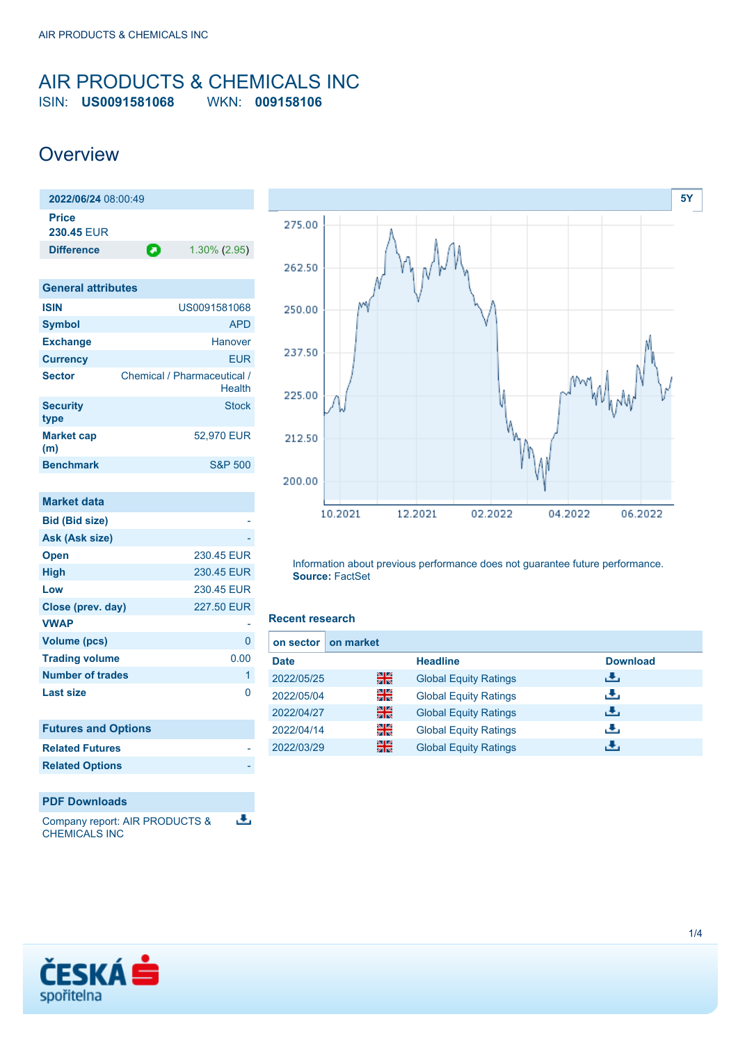# AIR PRODUCTS & CHEMICALS INC

ISIN: **US0091581068** WKN: **009158106**

## Overview

| **2022/06/24** 08:00:49 | |
|---|---|
| **Price** | |
| **230.45** EUR | |
| **Difference** | 1.30% (2.95) |

| General attributes | |
|---|---|
| **ISIN** | US0091581068 |
| **Symbol** | APD |
| **Exchange** | Hanover |
| **Currency** | EUR |
| **Sector** | Chemical / Pharmaceutical / Health |
| **Security type** | Stock |
| **Market cap (m)** | 52,970 EUR |
| **Benchmark** | S&P 500 |

| Market data | |
|---|---|
| **Bid (Bid size)** | - |
| **Ask (Ask size)** | - |
| **Open** | 230.45 EUR |
| **High** | 230.45 EUR |
| **Low** | 230.45 EUR |
| **Close (prev. day)** | 227.50 EUR |
| **VWAP** | - |
| **Volume (pcs)** | 0 |
| **Trading volume** | 0.00 |
| **Number of trades** | 1 |
| **Last size** | 0 |

| Futures and Options | |
|---|---|
| **Related Futures** | - |
| **Related Options** | - |

### PDF Downloads

Company report: AIR PRODUCTS & CHEMICALS INC

Information about previous performance does not guarantee future performance.
**Source:** FactSet

### Recent research

**on sector** | **on market**

| Date | | Headline | Download |
|---|---|---|---|
| 2022/05/25 | | Global Equity Ratings | |
| 2022/05/04 | | Global Equity Ratings | |
| 2022/04/27 | | Global Equity Ratings | |
| 2022/04/14 | | Global Equity Ratings | |
| 2022/03/29 | | Global Equity Ratings | |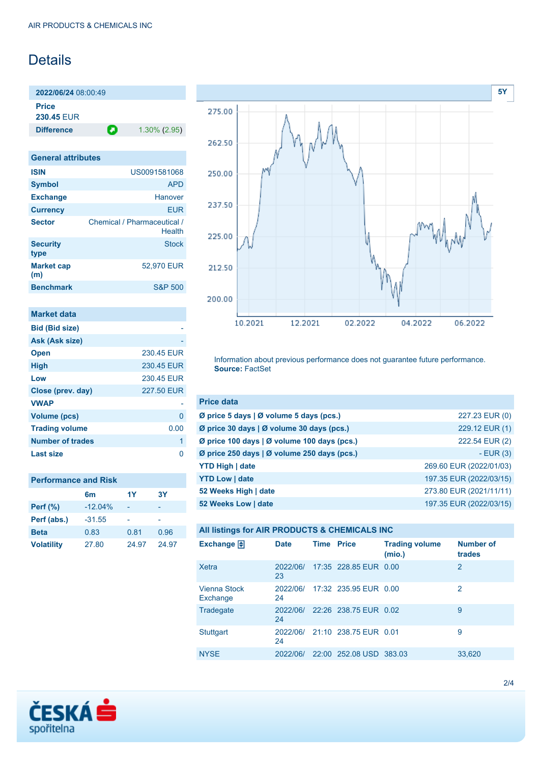# Details

| **2022/06/24** 08:00:49 | |
|---|---|
| **Price** 230.45 EUR | |
| **Difference** | 1.30% (2.95) |

## General attributes

| | |
|---|---|
| **ISIN** | US0091581068 |
| **Symbol** | APD |
| **Exchange** | Hanover |
| **Currency** | EUR |
| **Sector** | Chemical / Pharmaceutical / Health |
| **Security type** | Stock |
| **Market cap (m)** | 52,970 EUR |
| **Benchmark** | S&P 500 |

## Market data

| | |
|---|---|
| **Bid (Bid size)** | - |
| **Ask (Ask size)** | - |
| **Open** | 230.45 EUR |
| **High** | 230.45 EUR |
| **Low** | 230.45 EUR |
| **Close (prev. day)** | 227.50 EUR |
| **VWAP** | - |
| **Volume (pcs)** | 0 |
| **Trading volume** | 0.00 |
| **Number of trades** | 1 |
| **Last size** | 0 |

## Performance and Risk

| | 6m | 1Y | 3Y |
|---|---|---|---|
| **Perf (%)** | -12.04% | - | - |
| **Perf (abs.)** | -31.55 | - | - |
| **Beta** | 0.83 | 0.81 | 0.96 |
| **Volatility** | 27.80 | 24.97 | 24.97 |

5Y

Information about previous performance does not guarantee future performance. **Source:** FactSet

## Price data

| | |
|---|---|
| **Ø price 5 days \| Ø volume 5 days (pcs.)** | 227.23 EUR (0) |
| **Ø price 30 days \| Ø volume 30 days (pcs.)** | 229.12 EUR (1) |
| **Ø price 100 days \| Ø volume 100 days (pcs.)** | 222.54 EUR (2) |
| **Ø price 250 days \| Ø volume 250 days (pcs.)** | - EUR (3) |
| **YTD High \| date** | 269.60 EUR (2022/01/03) |
| **YTD Low \| date** | 197.35 EUR (2022/03/15) |
| **52 Weeks High \| date** | 273.80 EUR (2021/11/11) |
| **52 Weeks Low \| date** | 197.35 EUR (2022/03/15) |

## All listings for AIR PRODUCTS & CHEMICALS INC

| Exchange | Date | Time | Price | Trading volume (mio.) | Number of trades |
|---|---|---|---|---|---|
| Xetra | 2022/06/23 | 17:35 | 228.85 EUR | 0.00 | 2 |
| Vienna Stock Exchange | 2022/06/24 | 17:32 | 235.95 EUR | 0.00 | 2 |
| Tradegate | 2022/06/24 | 22:26 | 238.75 EUR | 0.02 | 9 |
| Stuttgart | 2022/06/24 | 21:10 | 238.75 EUR | 0.01 | 9 |
| NYSE | 2022/06/ | 22:00 | 252.08 USD | 383.03 | 33,620 |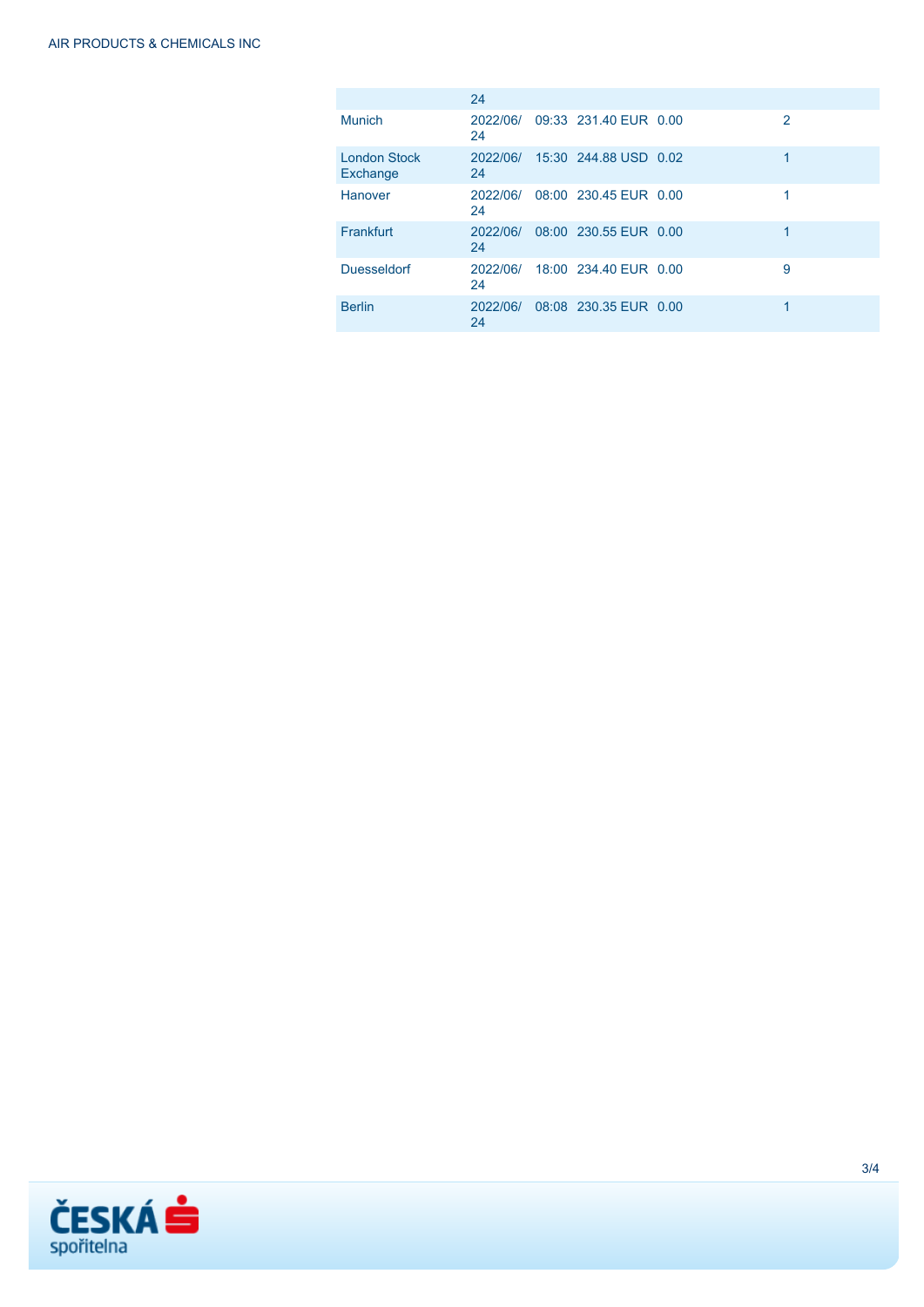|  | 24 |  |  |  |  |
| --- | --- | --- | --- | --- | --- |
| Munich | 2022/06/24 | 09:33 | 231.40 EUR | 0.00 | 2 |
| London Stock Exchange | 2022/06/24 | 15:30 | 244.88 USD | 0.02 | 1 |
| Hanover | 2022/06/24 | 08:00 | 230.45 EUR | 0.00 | 1 |
| Frankfurt | 2022/06/24 | 08:00 | 230.55 EUR | 0.00 | 1 |
| Duesseldorf | 2022/06/24 | 18:00 | 234.40 EUR | 0.00 | 9 |
| Berlin | 2022/06/24 | 08:08 | 230.35 EUR | 0.00 | 1 |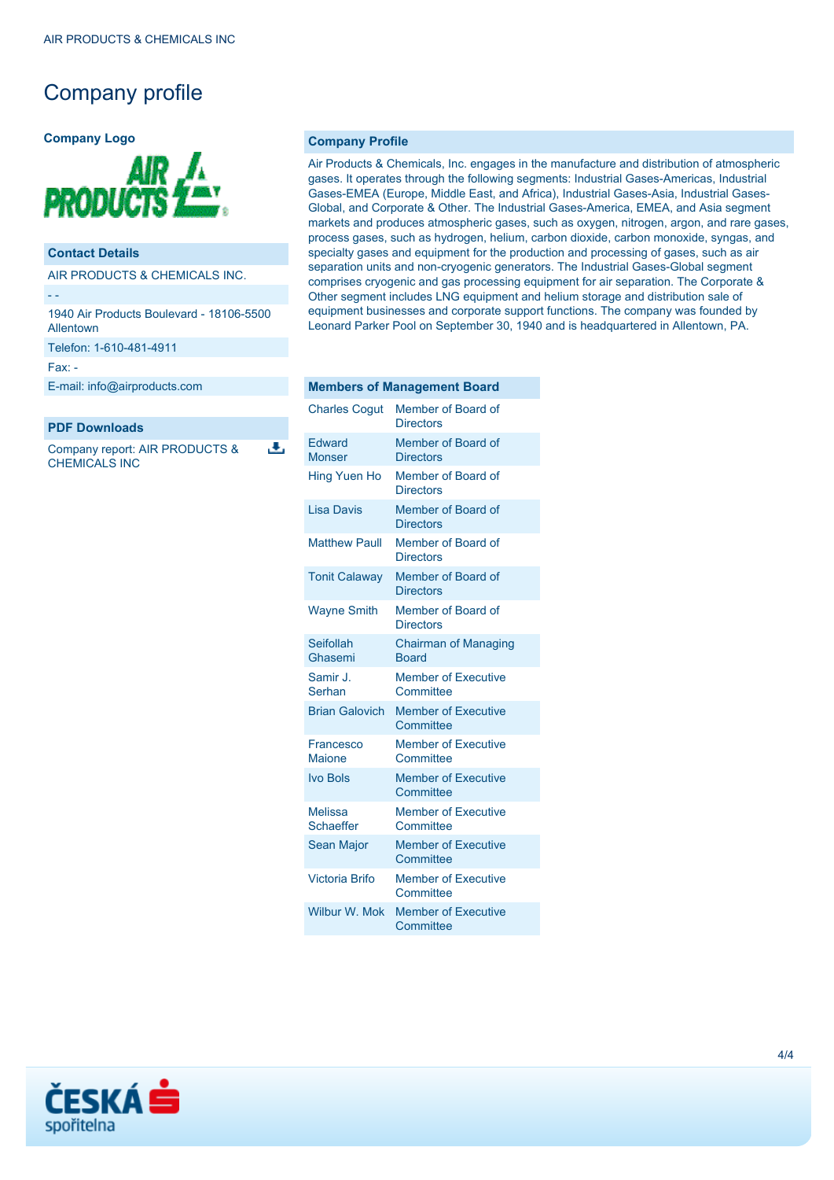# Company profile

**Company Logo**

## Contact Details

AIR PRODUCTS & CHEMICALS INC.

- -

1940 Air Products Boulevard - 18106-5500 Allentown

Telefon: 1-610-481-4911

Fax: -

E-mail: info@airproducts.com

## PDF Downloads

Company report: AIR PRODUCTS & CHEMICALS INC

## Company Profile

Air Products & Chemicals, Inc. engages in the manufacture and distribution of atmospheric gases. It operates through the following segments: Industrial Gases-Americas, Industrial Gases-EMEA (Europe, Middle East, and Africa), Industrial Gases-Asia, Industrial Gases-Global, and Corporate & Other. The Industrial Gases-America, EMEA, and Asia segment markets and produces atmospheric gases, such as oxygen, nitrogen, argon, and rare gases, process gases, such as hydrogen, helium, carbon dioxide, carbon monoxide, syngas, and specialty gases and equipment for the production and processing of gases, such as air separation units and non-cryogenic generators. The Industrial Gases-Global segment comprises cryogenic and gas processing equipment for air separation. The Corporate & Other segment includes LNG equipment and helium storage and distribution sale of equipment businesses and corporate support functions. The company was founded by Leonard Parker Pool on September 30, 1940 and is headquartered in Allentown, PA.

## Members of Management Board

| | |
|---|---|
| Charles Cogut | Member of Board of Directors |
| Edward Monser | Member of Board of Directors |
| Hing Yuen Ho | Member of Board of Directors |
| Lisa Davis | Member of Board of Directors |
| Matthew Paull | Member of Board of Directors |
| Tonit Calaway | Member of Board of Directors |
| Wayne Smith | Member of Board of Directors |
| Seifollah Ghasemi | Chairman of Managing Board |
| Samir J. Serhan | Member of Executive Committee |
| Brian Galovich | Member of Executive Committee |
| Francesco Maione | Member of Executive Committee |
| Ivo Bols | Member of Executive Committee |
| Melissa Schaeffer | Member of Executive Committee |
| Sean Major | Member of Executive Committee |
| Victoria Brifo | Member of Executive Committee |
| Wilbur W. Mok | Member of Executive Committee |